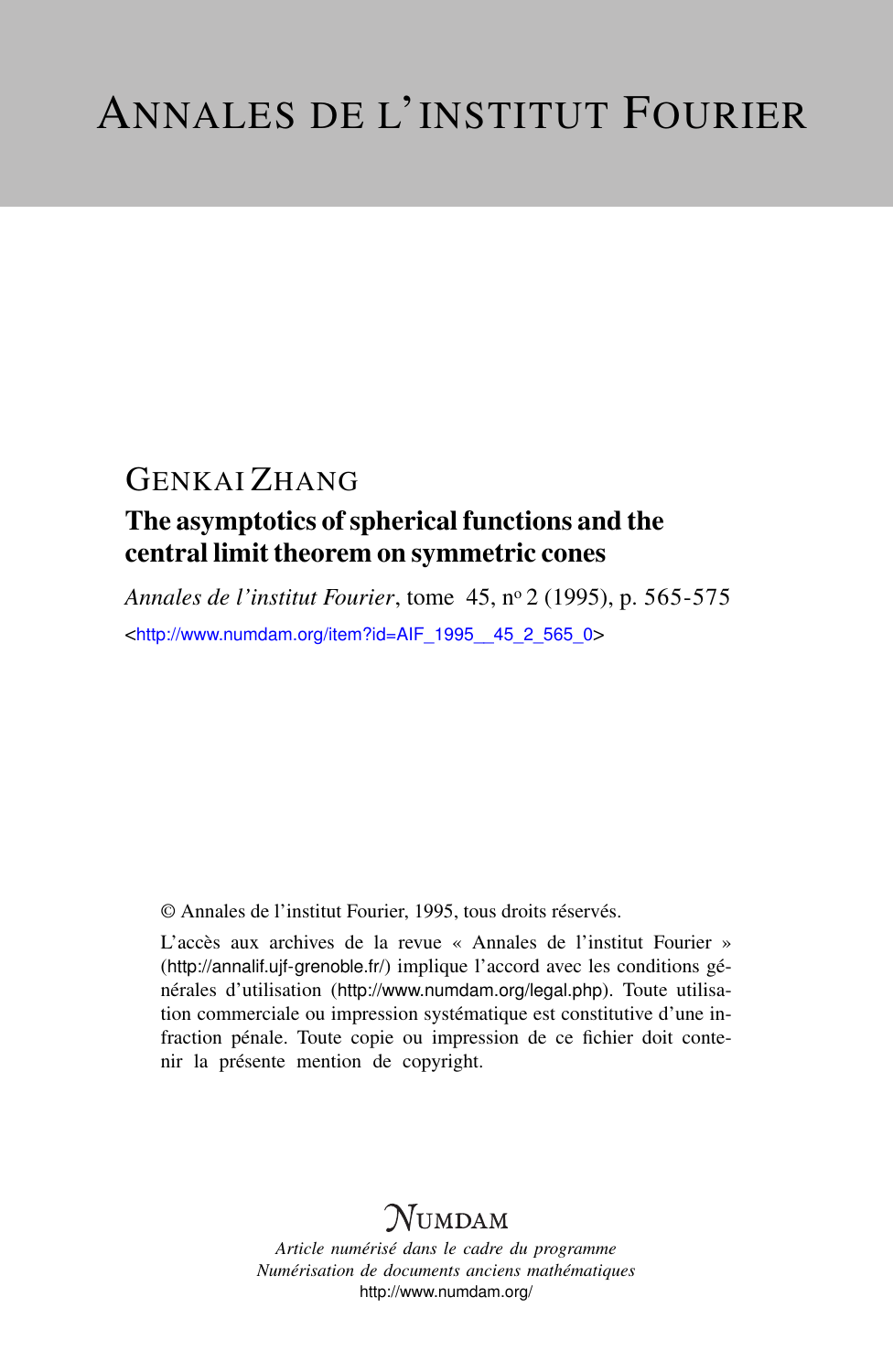# Annales de l'institut Fourier

## Genkai Zhang

### The asymptotics of spherical functions and the central limit theorem on symmetric cones

*Annales de l'institut Fourier*, tome 45, nº 2 (1995), p. 565-575

<http://www.numdam.org/item?id=AIF_1995__45_2_565_0>

© Annales de l'institut Fourier, 1995, tous droits réservés.

L'accès aux archives de la revue « Annales de l'institut Fourier » (http://annalif.ujf-grenoble.fr/) implique l'accord avec les conditions générales d'utilisation (http://www.numdam.org/legal.php). Toute utilisation commerciale ou impression systématique est constitutive d'une infraction pénale. Toute copie ou impression de ce fichier doit contenir la présente mention de copyright.

NUMDAM

*Article numérisé dans le cadre du programme*
*Numérisation de documents anciens mathématiques*
http://www.numdam.org/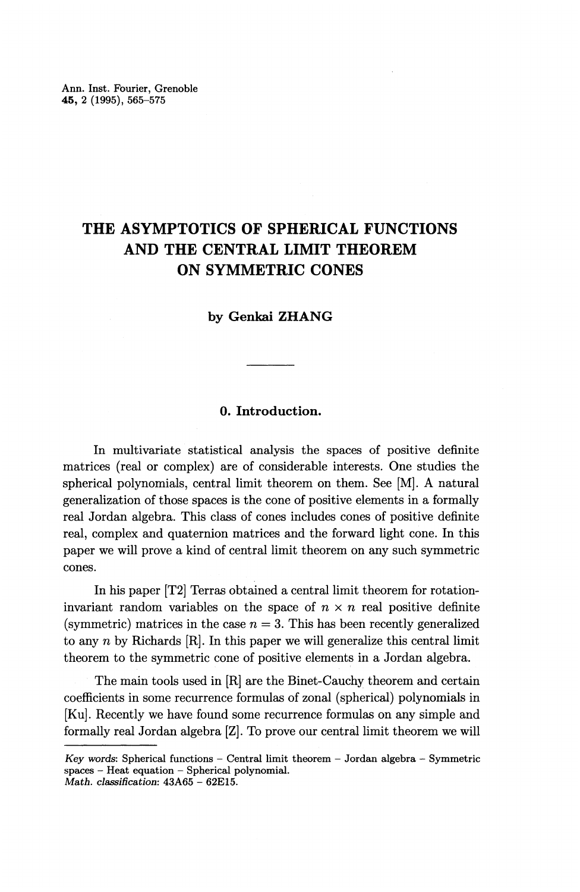# THE ASYMPTOTICS OF SPHERICAL FUNCTIONS AND THE CENTRAL LIMIT THEOREM ON SYMMETRIC CONES

**by Genkai ZHANG**

## 0. Introduction.

In multivariate statistical analysis the spaces of positive definite matrices (real or complex) are of considerable interests. One studies the spherical polynomials, central limit theorem on them. See [M]. A natural generalization of those spaces is the cone of positive elements in a formally real Jordan algebra. This class of cones includes cones of positive definite real, complex and quaternion matrices and the forward light cone. In this paper we will prove a kind of central limit theorem on any such symmetric cones.

In his paper [T2] Terras obtained a central limit theorem for rotation-invariant random variables on the space of $n \times n$ real positive definite (symmetric) matrices in the case $n = 3$. This has been recently generalized to any $n$ by Richards [R]. In this paper we will generalize this central limit theorem to the symmetric cone of positive elements in a Jordan algebra.

The main tools used in [R] are the Binet-Cauchy theorem and certain coefficients in some recurrence formulas of zonal (spherical) polynomials in [Ku]. Recently we have found some recurrence formulas on any simple and formally real Jordan algebra [Z]. To prove our central limit theorem we will

---

*Key words*: Spherical functions – Central limit theorem – Jordan algebra – Symmetric spaces – Heat equation – Spherical polynomial.
*Math. classification*: 43A65 – 62E15.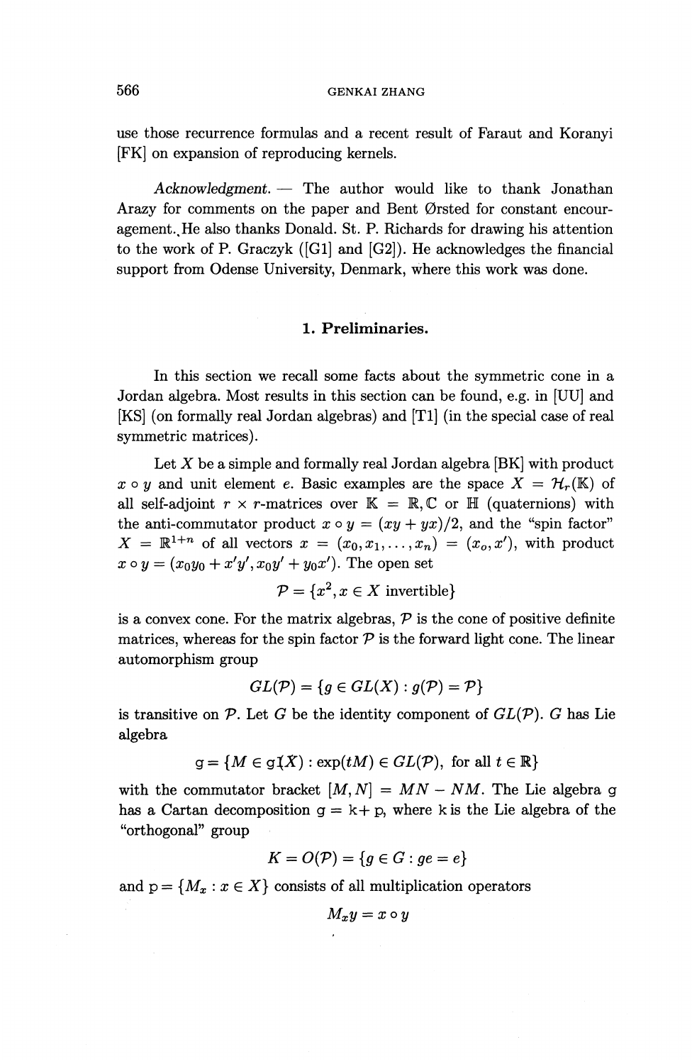use those recurrence formulas and a recent result of Faraut and Koranyi [FK] on expansion of reproducing kernels.

*Acknowledgment.* — The author would like to thank Jonathan Arazy for comments on the paper and Bent Ørsted for constant encouragement. He also thanks Donald. St. P. Richards for drawing his attention to the work of P. Graczyk ([G1] and [G2]). He acknowledges the financial support from Odense University, Denmark, where this work was done.

## 1. Preliminaries.

In this section we recall some facts about the symmetric cone in a Jordan algebra. Most results in this section can be found, e.g. in [UU] and [KS] (on formally real Jordan algebras) and [T1] (in the special case of real symmetric matrices).

Let $X$ be a simple and formally real Jordan algebra [BK] with product $x \circ y$ and unit element $e$. Basic examples are the space $X = \mathcal{H}_r(\mathbb{K})$ of all self-adjoint $r \times r$-matrices over $\mathbb{K} = \mathbb{R}, \mathbb{C}$ or $\mathbb{H}$ (quaternions) with the anti-commutator product $x \circ y = (xy + yx)/2$, and the "spin factor" $X = \mathbb{R}^{1+n}$ of all vectors $x = (x_0, x_1, \ldots, x_n) = (x_o, x')$, with product $x \circ y = (x_0 y_0 + x'y', x_0 y' + y_0 x')$. The open set

$$\mathcal{P} = \{x^2, x \in X \text{ invertible}\}$$

is a convex cone. For the matrix algebras, $\mathcal{P}$ is the cone of positive definite matrices, whereas for the spin factor $\mathcal{P}$ is the forward light cone. The linear automorphism group

$$GL(\mathcal{P}) = \{g \in GL(X) : g(\mathcal{P}) = \mathcal{P}\}$$

is transitive on $\mathcal{P}$. Let $G$ be the identity component of $GL(\mathcal{P})$. $G$ has Lie algebra

$$\mathfrak{g} = \{M \in \mathfrak{gl}(X) : \exp(tM) \in GL(\mathcal{P}), \text{ for all } t \in \mathbb{R}\}$$

with the commutator bracket $[M, N] = MN - NM$. The Lie algebra $\mathfrak{g}$ has a Cartan decomposition $\mathfrak{g} = \mathfrak{k} + \mathfrak{p}$, where $\mathfrak{k}$ is the Lie algebra of the "orthogonal" group

$$K = O(\mathcal{P}) = \{g \in G : ge = e\}$$

and $\mathfrak{p} = \{M_x : x \in X\}$ consists of all multiplication operators

$$M_x y = x \circ y$$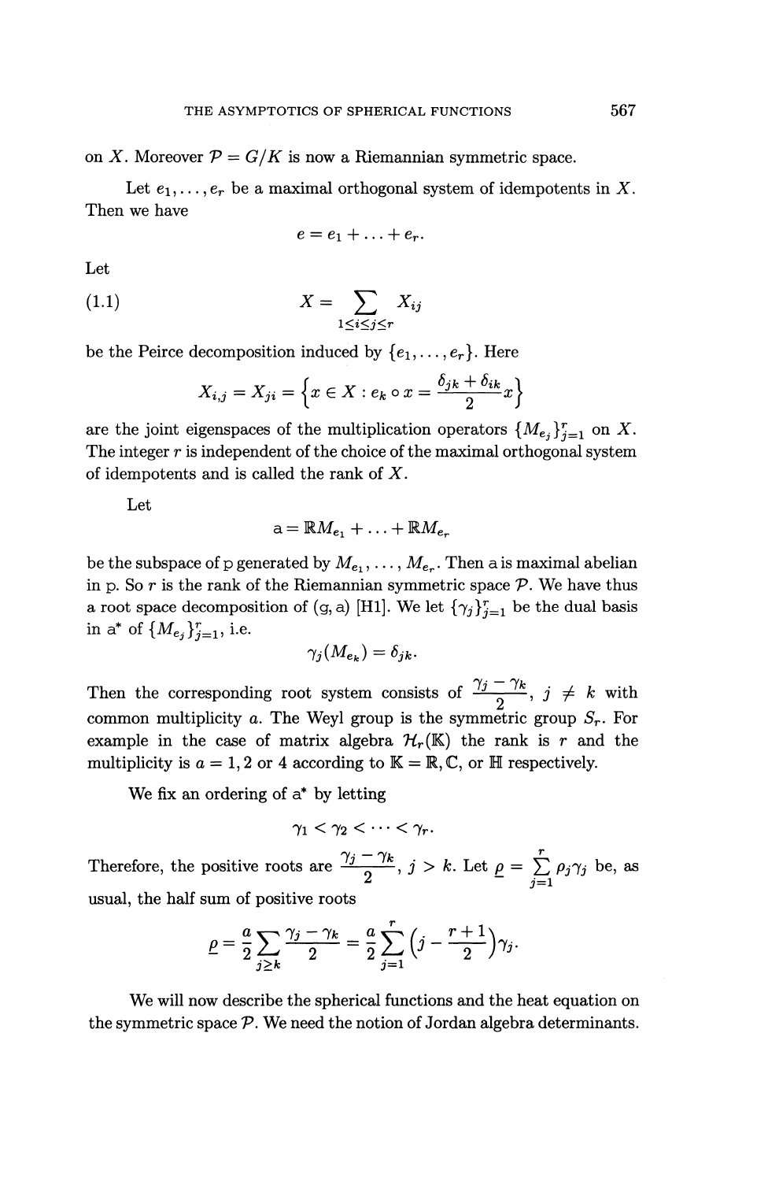on $X$. Moreover $\mathcal{P} = G/K$ is now a Riemannian symmetric space.

Let $e_1, \ldots, e_r$ be a maximal orthogonal system of idempotents in $X$. Then we have

$$e = e_1 + \ldots + e_r.$$

Let

$$X = \sum_{1 \le i \le j \le r} X_{ij} \tag{1.1}$$

be the Peirce decomposition induced by $\{e_1, \ldots, e_r\}$. Here

$$X_{i,j} = X_{ji} = \left\{ x \in X : e_k \circ x = \frac{\delta_{jk} + \delta_{ik}}{2} x \right\}$$

are the joint eigenspaces of the multiplication operators $\{M_{e_j}\}_{j=1}^r$ on $X$. The integer $r$ is independent of the choice of the maximal orthogonal system of idempotents and is called the rank of $X$.

Let

$$\mathfrak{a} = \mathbb{R} M_{e_1} + \ldots + \mathbb{R} M_{e_r}$$

be the subspace of $\mathfrak{p}$ generated by $M_{e_1}, \ldots, M_{e_r}$. Then $\mathfrak{a}$ is maximal abelian in $\mathfrak{p}$. So $r$ is the rank of the Riemannian symmetric space $\mathcal{P}$. We have thus a root space decomposition of $(\mathfrak{g}, \mathfrak{a})$ [H1]. We let $\{\gamma_j\}_{j=1}^r$ be the dual basis in $\mathfrak{a}^*$ of $\{M_{e_j}\}_{j=1}^r$, i.e.

$$\gamma_j(M_{e_k}) = \delta_{jk}.$$

Then the corresponding root system consists of $\frac{\gamma_j - \gamma_k}{2}$, $j \neq k$ with common multiplicity $a$. The Weyl group is the symmetric group $S_r$. For example in the case of matrix algebra $\mathcal{H}_r(\mathbb{K})$ the rank is $r$ and the multiplicity is $a = 1, 2$ or $4$ according to $\mathbb{K} = \mathbb{R}, \mathbb{C}$, or $\mathbb{H}$ respectively.

We fix an ordering of $\mathfrak{a}^*$ by letting

$$\gamma_1 < \gamma_2 < \cdots < \gamma_r.$$

Therefore, the positive roots are $\frac{\gamma_j - \gamma_k}{2}$, $j > k$. Let $\underline{\rho} = \sum_{j=1}^r \rho_j \gamma_j$ be, as usual, the half sum of positive roots

$$\underline{\rho} = \frac{a}{2} \sum_{j \ge k} \frac{\gamma_j - \gamma_k}{2} = \frac{a}{2} \sum_{j=1}^r \left( j - \frac{r+1}{2} \right) \gamma_j.$$

We will now describe the spherical functions and the heat equation on the symmetric space $\mathcal{P}$. We need the notion of Jordan algebra determinants.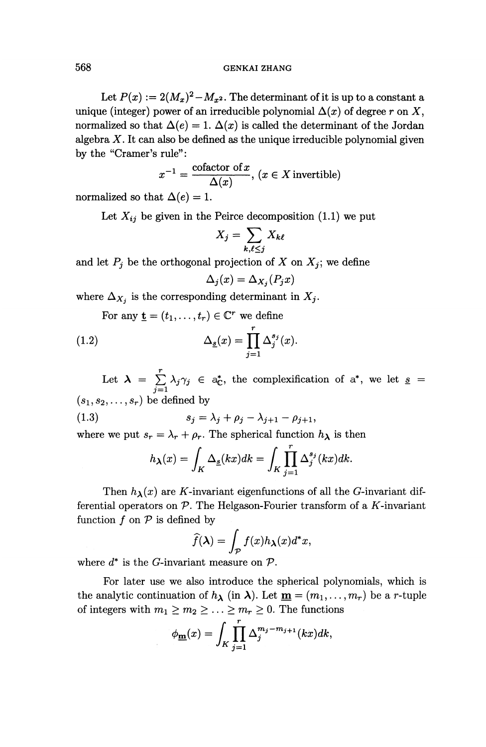Let $P(x) := 2(M_x)^2 - M_{x^2}$. The determinant of it is up to a constant a unique (integer) power of an irreducible polynomial $\Delta(x)$ of degree $r$ on $X$, normalized so that $\Delta(e) = 1$. $\Delta(x)$ is called the determinant of the Jordan algebra $X$. It can also be defined as the unique irreducible polynomial given by the "Cramer's rule":

$$x^{-1} = \frac{\text{cofactor of } x}{\Delta(x)}, \ (x \in X \text{ invertible})$$

normalized so that $\Delta(e) = 1$.

Let $X_{ij}$ be given in the Peirce decomposition (1.1) we put

$$X_j = \sum_{k,\ell \leq j} X_{k\ell}$$

and let $P_j$ be the orthogonal projection of $X$ on $X_j$; we define

$$\Delta_j(x) = \Delta_{X_j}(P_j x)$$

where $\Delta_{X_j}$ is the corresponding determinant in $X_j$.

For any $\underline{t} = (t_1, \ldots, t_r) \in \mathbb{C}^r$ we define

$$\Delta_{\underline{s}}(x) = \prod_{j=1}^{r} \Delta_j^{s_j}(x). \tag{1.2}$$

Let $\boldsymbol{\lambda} = \sum_{j=1}^{r} \lambda_j \gamma_j \in \mathfrak{a}_{\mathbb{C}}^*$, the complexification of $\mathfrak{a}^*$, we let $\underline{s} = (s_1, s_2, \ldots, s_r)$ be defined by

$$s_j = \lambda_j + \rho_j - \lambda_{j+1} - \rho_{j+1}, \tag{1.3}$$

where we put $s_r = \lambda_r + \rho_r$. The spherical function $h_{\boldsymbol{\lambda}}$ is then

$$h_{\boldsymbol{\lambda}}(x) = \int_K \Delta_{\underline{s}}(kx)dk = \int_K \prod_{j=1}^{r} \Delta_j^{s_j}(kx)dk.$$

Then $h_{\boldsymbol{\lambda}}(x)$ are $K$-invariant eigenfunctions of all the $G$-invariant differential operators on $\mathcal{P}$. The Helgason-Fourier transform of a $K$-invariant function $f$ on $\mathcal{P}$ is defined by

$$\widehat{f}(\boldsymbol{\lambda}) = \int_{\mathcal{P}} f(x) h_{\boldsymbol{\lambda}}(x) d^* x,$$

where $d^*$ is the $G$-invariant measure on $\mathcal{P}$.

For later use we also introduce the spherical polynomials, which is the analytic continuation of $h_{\boldsymbol{\lambda}}$ (in $\boldsymbol{\lambda}$). Let $\underline{\mathbf{m}} = (m_1, \ldots, m_r)$ be a $r$-tuple of integers with $m_1 \geq m_2 \geq \ldots \geq m_r \geq 0$. The functions

$$\phi_{\underline{\mathbf{m}}}(x) = \int_K \prod_{j=1}^{r} \Delta_j^{m_j - m_{j+1}}(kx)dk,$$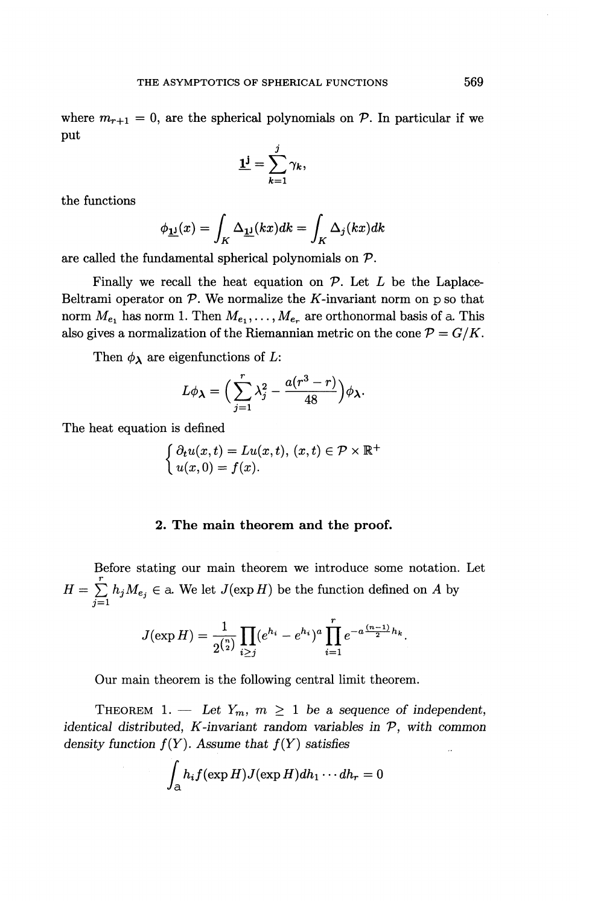where $m_{r+1} = 0$, are the spherical polynomials on $\mathcal{P}$. In particular if we put

$$\underline{1}^{\mathrm{j}} = \sum_{k=1}^{j} \gamma_k,$$

the functions

$$\phi_{\underline{1}^{\mathrm{j}}}(x) = \int_K \Delta_{\underline{1}^{\mathrm{j}}}(kx)dk = \int_K \Delta_j(kx)dk$$

are called the fundamental spherical polynomials on $\mathcal{P}$.

Finally we recall the heat equation on $\mathcal{P}$. Let $L$ be the Laplace-Beltrami operator on $\mathcal{P}$. We normalize the $K$-invariant norm on p so that norm $M_{e_1}$ has norm 1. Then $M_{e_1}, \ldots, M_{e_r}$ are orthonormal basis of a. This also gives a normalization of the Riemannian metric on the cone $\mathcal{P} = G/K$.

Then $\phi_{\lambda}$ are eigenfunctions of $L$:

$$L\phi_{\lambda} = \Big(\sum_{j=1}^{r} \lambda_j^2 - \frac{a(r^3 - r)}{48}\Big)\phi_{\lambda}.$$

The heat equation is defined

$$\begin{cases} \partial_t u(x,t) = Lu(x,t), \ (x,t) \in \mathcal{P} \times \mathbb{R}^+ \\ u(x,0) = f(x). \end{cases}$$

## 2. The main theorem and the proof.

Before stating our main theorem we introduce some notation. Let $H = \sum_{j=1}^{r} h_j M_{e_j} \in$ a. We let $J(\exp H)$ be the function defined on $A$ by

$$J(\exp H) = \frac{1}{2^{\binom{n}{2}}} \prod_{i \geq j} (e^{h_i} - e^{h_i})^a \prod_{i=1}^{r} e^{-a\frac{(n-1)}{2}h_k}.$$

Our main theorem is the following central limit theorem.

THEOREM 1. — *Let $Y_m$, $m \geq 1$ be a sequence of independent, identical distributed, $K$-invariant random variables in $\mathcal{P}$, with common density function $f(Y)$. Assume that $f(Y)$ satisfies*

$$\int_{\mathrm{a}} h_i f(\exp H) J(\exp H) dh_1 \cdots dh_r = 0$$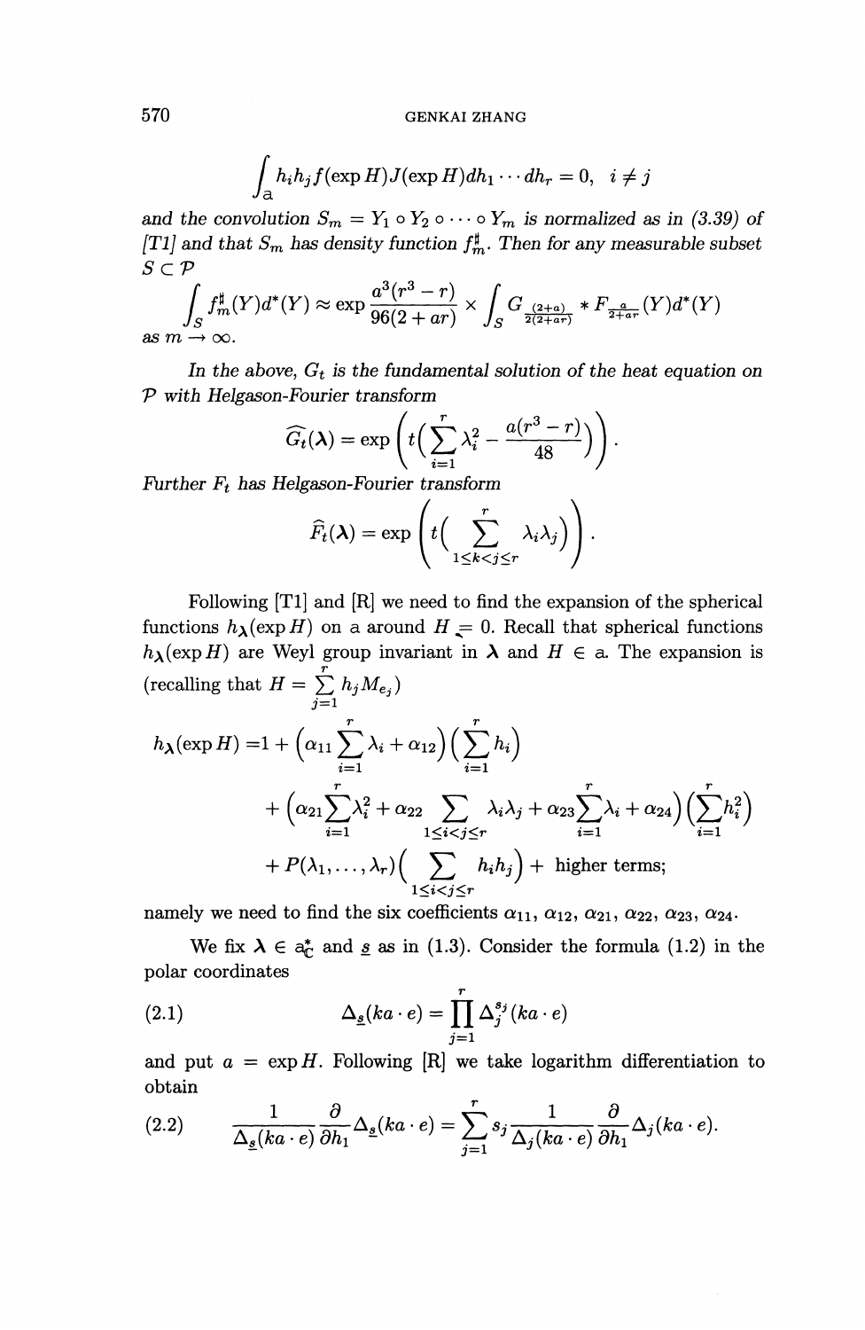$$\int_{\mathfrak{a}} h_i h_j f(\exp H) J(\exp H) dh_1 \cdots dh_r = 0, \quad i \neq j$$

and the convolution $S_m = Y_1 \circ Y_2 \circ \cdots \circ Y_m$ is normalized as in (3.39) of [T1] and that $S_m$ has density function $f_m^\sharp$. Then for any measurable subset $S \subset \mathcal{P}$

$$\int_S f_m^\sharp(Y) d^*(Y) \approx \exp \frac{a^3(r^3 - r)}{96(2 + ar)} \times \int_S G_{\frac{(2+a)}{2(2+ar)}} * F_{\frac{a}{2+ar}}(Y) d^*(Y)$$

as $m \to \infty$.

In the above, $G_t$ is the fundamental solution of the heat equation on $\mathcal{P}$ with Helgason-Fourier transform

$$\widehat{G_t}(\boldsymbol{\lambda}) = \exp\left( t\Big( \sum_{i=1}^r \lambda_i^2 - \frac{a(r^3 - r)}{48} \Big) \right).$$

Further $F_t$ has Helgason-Fourier transform

$$\widehat{F_t}(\boldsymbol{\lambda}) = \exp\left( t\Big( \sum_{1 \leq k < j \leq r} \lambda_i \lambda_j \Big) \right).$$

Following [T1] and [R] we need to find the expansion of the spherical functions $h_{\boldsymbol{\lambda}}(\exp H)$ on $\mathfrak{a}$ around $H = 0$. Recall that spherical functions $h_{\boldsymbol{\lambda}}(\exp H)$ are Weyl group invariant in $\boldsymbol{\lambda}$ and $H \in \mathfrak{a}$. The expansion is (recalling that $H = \sum_{j=1}^r h_j M_{e_j}$)

$$\begin{aligned}
h_{\boldsymbol{\lambda}}(\exp H) =& 1 + \Big( \alpha_{11} \sum_{i=1}^r \lambda_i + \alpha_{12} \Big) \Big( \sum_{i=1}^r h_i \Big) \\
&+ \Big( \alpha_{21} \sum_{i=1}^r \lambda_i^2 + \alpha_{22} \sum_{1 \leq i < j \leq r} \lambda_i \lambda_j + \alpha_{23} \sum_{i=1}^r \lambda_i + \alpha_{24} \Big) \Big( \sum_{i=1}^r h_i^2 \Big) \\
&+ P(\lambda_1, \ldots, \lambda_r) \Big( \sum_{1 \leq i < j \leq r} h_i h_j \Big) + \text{ higher terms;}
\end{aligned}$$

namely we need to find the six coefficients $\alpha_{11}$, $\alpha_{12}$, $\alpha_{21}$, $\alpha_{22}$, $\alpha_{23}$, $\alpha_{24}$.

We fix $\boldsymbol{\lambda} \in \mathfrak{a}_{\mathbb{C}}^*$ and $\underline{s}$ as in (1.3). Consider the formula (1.2) in the polar coordinates

$$\Delta_{\underline{s}}(ka \cdot e) = \prod_{j=1}^r \Delta_j^{s_j}(ka \cdot e) \tag{2.1}$$

and put $a = \exp H$. Following [R] we take logarithm differentiation to obtain

$$\frac{1}{\Delta_{\underline{s}}(ka \cdot e)} \frac{\partial}{\partial h_1} \Delta_{\underline{s}}(ka \cdot e) = \sum_{j=1}^r s_j \frac{1}{\Delta_j(ka \cdot e)} \frac{\partial}{\partial h_1} \Delta_j(ka \cdot e). \tag{2.2}$$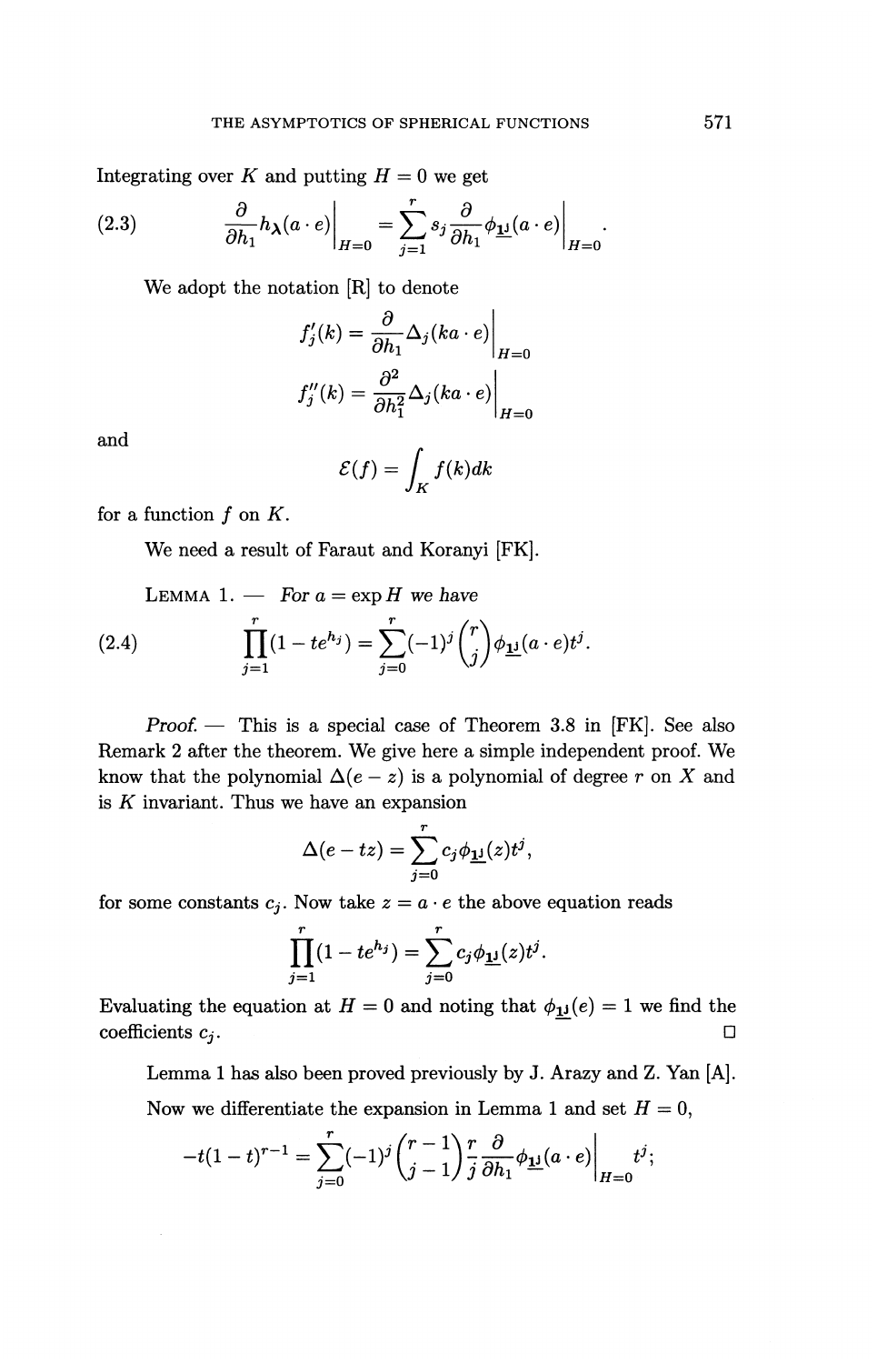Integrating over $K$ and putting $H = 0$ we get

$$\left.\frac{\partial}{\partial h_1} h_{\boldsymbol{\lambda}}(a \cdot e)\right|_{H=0} = \sum_{j=1}^{r} s_j \left.\frac{\partial}{\partial h_1} \phi_{\underline{\mathbf{1_j}}}(a \cdot e)\right|_{H=0}. \tag{2.3}$$

We adopt the notation [R] to denote

$$f_j'(k) = \left.\frac{\partial}{\partial h_1} \Delta_j(ka \cdot e)\right|_{H=0}$$

$$f_j''(k) = \left.\frac{\partial^2}{\partial h_1^2} \Delta_j(ka \cdot e)\right|_{H=0}$$

and

$$\mathcal{E}(f) = \int_K f(k)dk$$

for a function $f$ on $K$.

We need a result of Faraut and Koranyi [FK].

LEMMA 1. — *For $a = \exp H$ we have*

$$\prod_{j=1}^{r}(1 - te^{h_j}) = \sum_{j=0}^{r}(-1)^j \binom{r}{j} \phi_{\underline{\mathbf{1_j}}}(a \cdot e)t^j. \tag{2.4}$$

*Proof.* — This is a special case of Theorem 3.8 in [FK]. See also Remark 2 after the theorem. We give here a simple independent proof. We know that the polynomial $\Delta(e - z)$ is a polynomial of degree $r$ on $X$ and is $K$ invariant. Thus we have an expansion

$$\Delta(e - tz) = \sum_{j=0}^{r} c_j \phi_{\underline{\mathbf{1_j}}}(z)t^j,$$

for some constants $c_j$. Now take $z = a \cdot e$ the above equation reads

$$\prod_{j=1}^{r}(1 - te^{h_j}) = \sum_{j=0}^{r} c_j \phi_{\underline{\mathbf{1_j}}}(z)t^j.$$

Evaluating the equation at $H = 0$ and noting that $\phi_{\underline{\mathbf{1_j}}}(e) = 1$ we find the coefficients $c_j$. □

Lemma 1 has also been proved previously by J. Arazy and Z. Yan [A].

Now we differentiate the expansion in Lemma 1 and set $H = 0$,

$$-t(1-t)^{r-1} = \sum_{j=0}^{r}(-1)^j \binom{r-1}{j-1} \frac{r}{j} \left.\frac{\partial}{\partial h_1} \phi_{\underline{\mathbf{1_j}}}(a \cdot e)\right|_{H=0} t^j;$$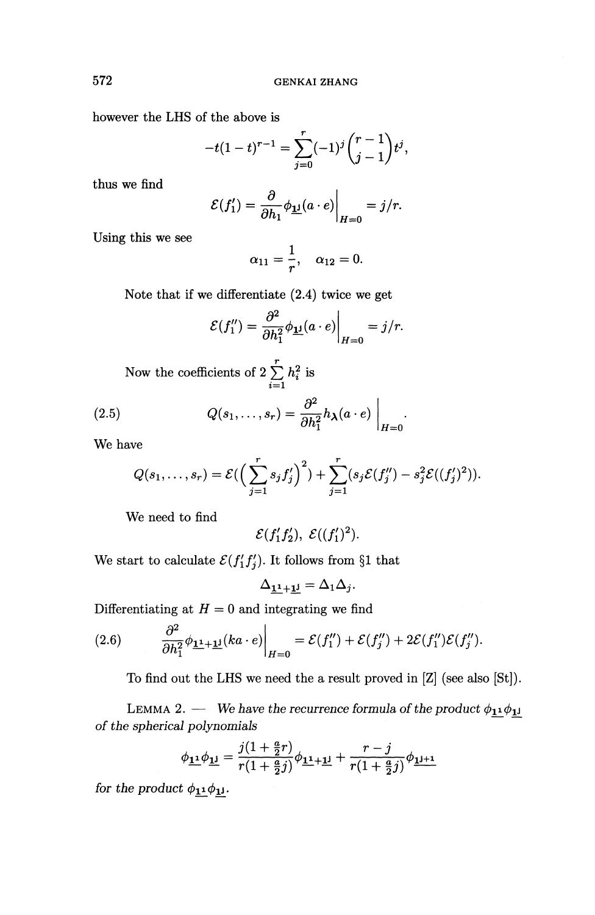however the LHS of the above is

$$-t(1-t)^{r-1} = \sum_{j=0}^{r} (-1)^j \binom{r-1}{j-1} t^j,$$

thus we find

$$\mathcal{E}(f_1') = \frac{\partial}{\partial h_1} \phi_{\underline{1}^j}(a \cdot e)\bigg|_{H=0} = j/r.$$

Using this we see

$$\alpha_{11} = \frac{1}{r}, \quad \alpha_{12} = 0.$$

Note that if we differentiate (2.4) twice we get

$$\mathcal{E}(f_1'') = \frac{\partial^2}{\partial h_1^2} \phi_{\underline{1}^j}(a \cdot e)\bigg|_{H=0} = j/r.$$

Now the coefficients of $2 \sum_{i=1}^{r} h_i^2$ is

$$Q(s_1, \ldots, s_r) = \frac{\partial^2}{\partial h_1^2} h_{\lambda}(a \cdot e)\bigg|_{H=0}. \tag{2.5}$$

We have

$$Q(s_1, \ldots, s_r) = \mathcal{E}\Big(\Big(\sum_{j=1}^{r} s_j f_j'\Big)^2\Big) + \sum_{j=1}^{r} (s_j \mathcal{E}(f_j'') - s_j^2 \mathcal{E}((f_j')^2)).$$

We need to find

$$\mathcal{E}(f_1' f_2'), \ \mathcal{E}((f_1')^2).$$

We start to calculate $\mathcal{E}(f_1' f_j')$. It follows from §1 that

$$\Delta_{\underline{1}^1 + \underline{1}^j} = \Delta_1 \Delta_j.$$

Differentiating at $H = 0$ and integrating we find

$$\frac{\partial^2}{\partial h_1^2} \phi_{\underline{1}^1 + \underline{1}^j}(ka \cdot e)\bigg|_{H=0} = \mathcal{E}(f_1'') + \mathcal{E}(f_j'') + 2\mathcal{E}(f_1'')\mathcal{E}(f_j''). \tag{2.6}$$

To find out the LHS we need the a result proved in [Z] (see also [St]).

LEMMA 2. — *We have the recurrence formula of the product $\phi_{\underline{1}^1} \phi_{\underline{1}^j}$ of the spherical polynomials*

$$\phi_{\underline{1}^1} \phi_{\underline{1}^j} = \frac{j(1 + \frac{a}{2} r)}{r(1 + \frac{a}{2} j)} \phi_{\underline{1}^1 + \underline{1}^j} + \frac{r - j}{r(1 + \frac{a}{2} j)} \phi_{\underline{1}^{j+1}}$$

*for the product $\phi_{\underline{1}^1} \phi_{\underline{1}^j}$.*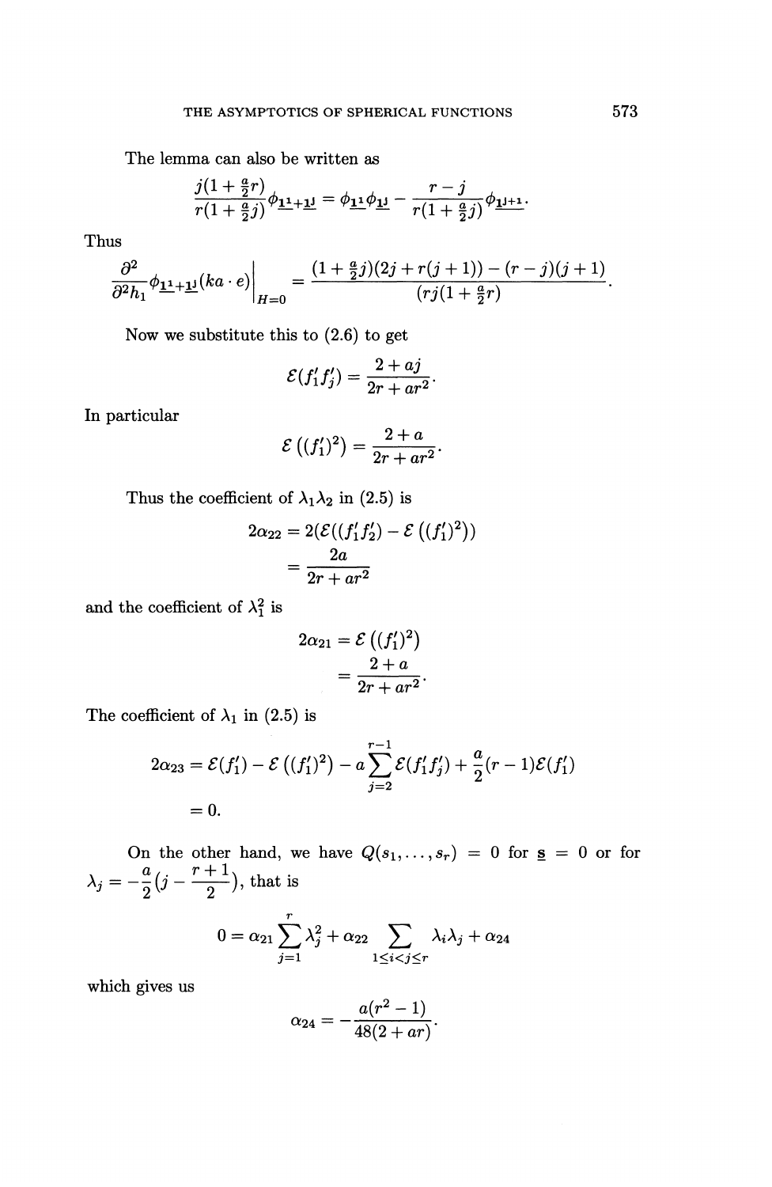The lemma can also be written as

$$\frac{j(1+\frac{a}{2}r)}{r(1+\frac{a}{2}j)}\phi_{\underline{1^1}+\underline{1^j}} = \phi_{\underline{1^1}}\phi_{\underline{1^j}} - \frac{r-j}{r(1+\frac{a}{2}j)}\phi_{\underline{1^{j+1}}}.$$

Thus

$$\left.\frac{\partial^2}{\partial^2 h_1}\phi_{\underline{1^1}+\underline{1^j}}(ka\cdot e)\right|_{H=0} = \frac{(1+\frac{a}{2}j)(2j+r(j+1))-(r-j)(j+1)}{(rj(1+\frac{a}{2}r)}.$$

Now we substitute this to (2.6) to get

$$\mathcal{E}(f_1'f_j') = \frac{2+aj}{2r+ar^2}.$$

In particular

$$\mathcal{E}\left((f_1')^2\right) = \frac{2+a}{2r+ar^2}.$$

Thus the coefficient of $\lambda_1\lambda_2$ in (2.5) is

$$\begin{aligned}
2\alpha_{22} &= 2(\mathcal{E}((f_1'f_2') - \mathcal{E}\left((f_1')^2\right)) \\
&= \frac{2a}{2r+ar^2}
\end{aligned}$$

and the coefficient of $\lambda_1^2$ is

$$\begin{aligned}
2\alpha_{21} &= \mathcal{E}\left((f_1')^2\right) \\
&= \frac{2+a}{2r+ar^2}.
\end{aligned}$$

The coefficient of $\lambda_1$ in (2.5) is

$$\begin{aligned}
2\alpha_{23} &= \mathcal{E}(f_1') - \mathcal{E}\left((f_1')^2\right) - a\sum_{j=2}^{r-1}\mathcal{E}(f_1'f_j') + \frac{a}{2}(r-1)\mathcal{E}(f_1') \\
&= 0.
\end{aligned}$$

On the other hand, we have $Q(s_1,\dots,s_r) = 0$ for $\underline{s} = 0$ or for $\lambda_j = -\frac{a}{2}(j - \frac{r+1}{2})$, that is

$$0 = \alpha_{21}\sum_{j=1}^{r}\lambda_j^2 + \alpha_{22}\sum_{1\le i<j\le r}\lambda_i\lambda_j + \alpha_{24}$$

which gives us

$$\alpha_{24} = -\frac{a(r^2-1)}{48(2+ar)}.$$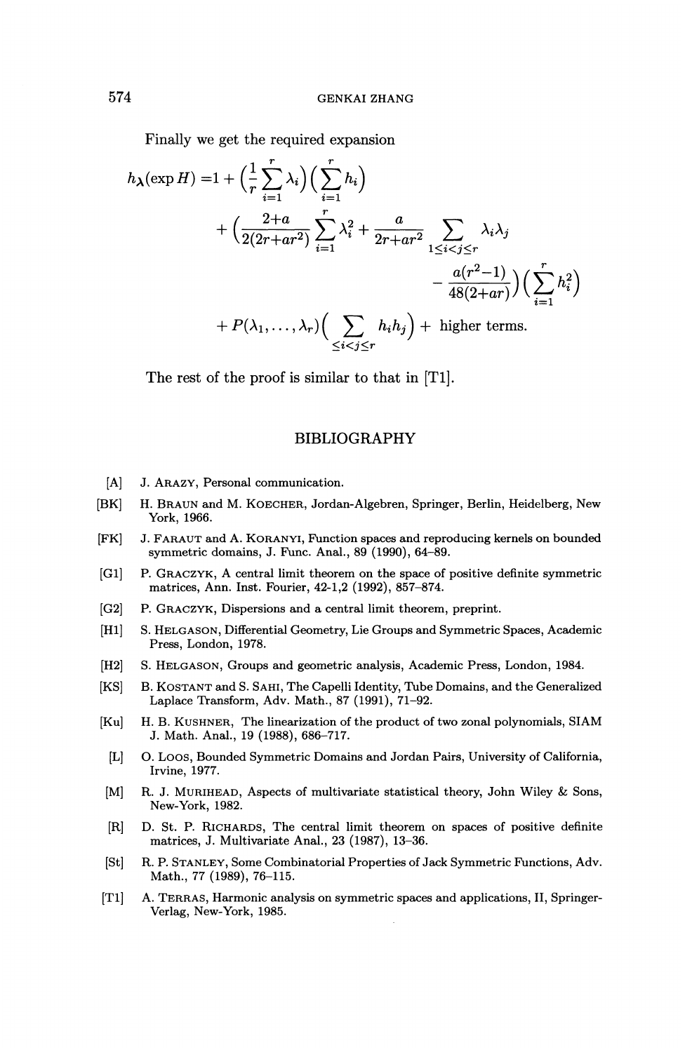Finally we get the required expansion

$$
\begin{aligned}
h_{\boldsymbol{\lambda}}(\exp H) = & 1 + \Big(\frac{1}{r}\sum_{i=1}^{r}\lambda_i\Big)\Big(\sum_{i=1}^{r}h_i\Big) \\
& + \Big(\frac{2+a}{2(2r+ar^2)}\sum_{i=1}^{r}\lambda_i^2 + \frac{a}{2r+ar^2}\sum_{1\le i<j\le r}\lambda_i\lambda_j \\
& \qquad - \frac{a(r^2-1)}{48(2+ar)}\Big)\Big(\sum_{i=1}^{r}h_i^2\Big) \\
& + P(\lambda_1,\ldots,\lambda_r)\Big(\sum_{\le i<j\le r}h_ih_j\Big) + \text{ higher terms.}
\end{aligned}
$$

The rest of the proof is similar to that in [T1].

## BIBLIOGRAPHY

[A] J. ARAZY, Personal communication.

[BK] H. BRAUN and M. KOECHER, Jordan-Algebren, Springer, Berlin, Heidelberg, New York, 1966.

[FK] J. FARAUT and A. KORANYI, Function spaces and reproducing kernels on bounded symmetric domains, J. Func. Anal., 89 (1990), 64–89.

[G1] P. GRACZYK, A central limit theorem on the space of positive definite symmetric matrices, Ann. Inst. Fourier, 42-1,2 (1992), 857–874.

[G2] P. GRACZYK, Dispersions and a central limit theorem, preprint.

[H1] S. HELGASON, Differential Geometry, Lie Groups and Symmetric Spaces, Academic Press, London, 1978.

[H2] S. HELGASON, Groups and geometric analysis, Academic Press, London, 1984.

[KS] B. KOSTANT and S. SAHI, The Capelli Identity, Tube Domains, and the Generalized Laplace Transform, Adv. Math., 87 (1991), 71–92.

[Ku] H. B. KUSHNER, The linearization of the product of two zonal polynomials, SIAM J. Math. Anal., 19 (1988), 686–717.

[L] O. LOOS, Bounded Symmetric Domains and Jordan Pairs, University of California, Irvine, 1977.

[M] R. J. MURIHEAD, Aspects of multivariate statistical theory, John Wiley & Sons, New-York, 1982.

[R] D. St. P. RICHARDS, The central limit theorem on spaces of positive definite matrices, J. Multivariate Anal., 23 (1987), 13–36.

[St] R. P. STANLEY, Some Combinatorial Properties of Jack Symmetric Functions, Adv. Math., 77 (1989), 76–115.

[T1] A. TERRAS, Harmonic analysis on symmetric spaces and applications, II, Springer-Verlag, New-York, 1985.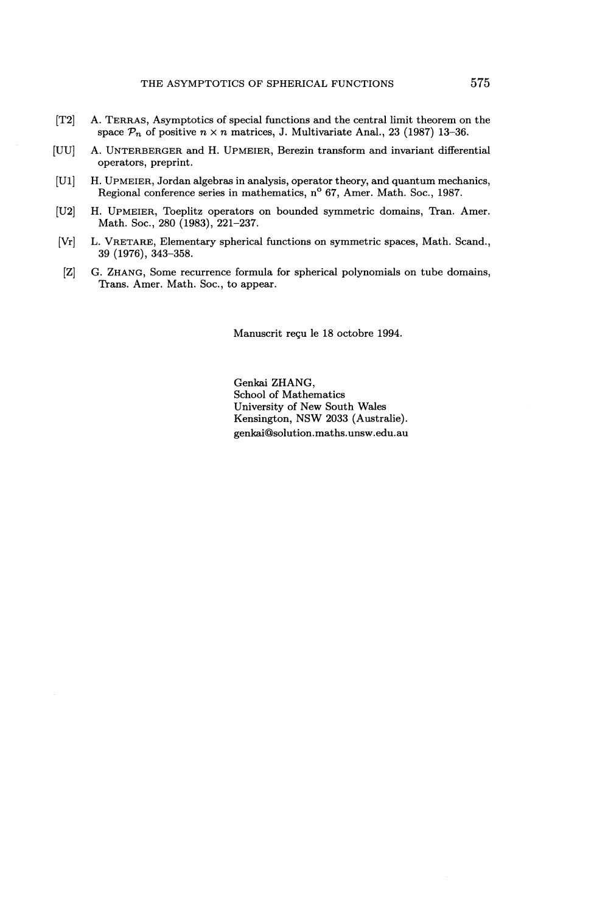[T2] A. TERRAS, Asymptotics of special functions and the central limit theorem on the space $\mathcal{P}_n$ of positive $n \times n$ matrices, J. Multivariate Anal., 23 (1987) 13–36.

[UU] A. UNTERBERGER and H. UPMEIER, Berezin transform and invariant differential operators, preprint.

[U1] H. UPMEIER, Jordan algebras in analysis, operator theory, and quantum mechanics, Regional conference series in mathematics, n° 67, Amer. Math. Soc., 1987.

[U2] H. UPMEIER, Toeplitz operators on bounded symmetric domains, Tran. Amer. Math. Soc., 280 (1983), 221–237.

[Vr] L. VRETARE, Elementary spherical functions on symmetric spaces, Math. Scand., 39 (1976), 343–358.

[Z] G. ZHANG, Some recurrence formula for spherical polynomials on tube domains, Trans. Amer. Math. Soc., to appear.

Manuscrit reçu le 18 octobre 1994.

Genkai ZHANG,
School of Mathematics
University of New South Wales
Kensington, NSW 2033 (Australie).
genkai@solution.maths.unsw.edu.au